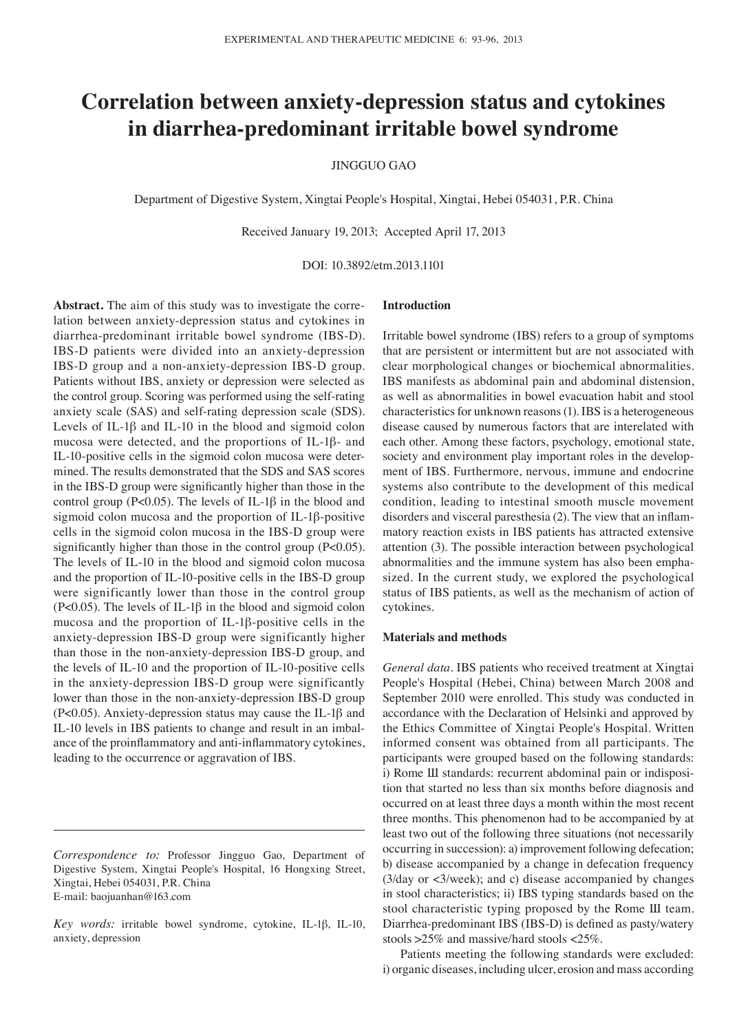# Correlation between anxiety-depression status and cytokines in diarrhea-predominant irritable bowel syndrome

JINGGUO GAO

Department of Digestive System, Xingtai People's Hospital, Xingtai, Hebei 054031, P.R. China

Received January 19, 2013; Accepted April 17, 2013

DOI: 10.3892/etm.2013.1101

**Abstract.** The aim of this study was to investigate the correlation between anxiety-depression status and cytokines in diarrhea-predominant irritable bowel syndrome (IBS-D). IBS-D patients were divided into an anxiety-depression IBS-D group and a non-anxiety-depression IBS-D group. Patients without IBS, anxiety or depression were selected as the control group. Scoring was performed using the self-rating anxiety scale (SAS) and self-rating depression scale (SDS). Levels of IL-1β and IL-10 in the blood and sigmoid colon mucosa were detected, and the proportions of IL-1β- and IL-10-positive cells in the sigmoid colon mucosa were determined. The results demonstrated that the SDS and SAS scores in the IBS-D group were significantly higher than those in the control group ($P<0.05$). The levels of IL-1β in the blood and sigmoid colon mucosa and the proportion of IL-1β-positive cells in the sigmoid colon mucosa in the IBS-D group were significantly higher than those in the control group ($P<0.05$). The levels of IL-10 in the blood and sigmoid colon mucosa and the proportion of IL-10-positive cells in the IBS-D group were significantly lower than those in the control group ($P<0.05$). The levels of IL-1β in the blood and sigmoid colon mucosa and the proportion of IL-1β-positive cells in the anxiety-depression IBS-D group were significantly higher than those in the non-anxiety-depression IBS-D group, and the levels of IL-10 and the proportion of IL-10-positive cells in the anxiety-depression IBS-D group were significantly lower than those in the non-anxiety-depression IBS-D group ($P<0.05$). Anxiety-depression status may cause the IL-1β and IL-10 levels in IBS patients to change and result in an imbalance of the proinflammatory and anti-inflammatory cytokines, leading to the occurrence or aggravation of IBS.

*Correspondence to:* Professor Jingguo Gao, Department of Digestive System, Xingtai People's Hospital, 16 Hongxing Street, Xingtai, Hebei 054031, P.R. China
E-mail: baojuanhan@163.com

*Key words:* irritable bowel syndrome, cytokine, IL-1β, IL-10, anxiety, depression

## Introduction

Irritable bowel syndrome (IBS) refers to a group of symptoms that are persistent or intermittent but are not associated with clear morphological changes or biochemical abnormalities. IBS manifests as abdominal pain and abdominal distension, as well as abnormalities in bowel evacuation habit and stool characteristics for unknown reasons (1). IBS is a heterogeneous disease caused by numerous factors that are interelated with each other. Among these factors, psychology, emotional state, society and environment play important roles in the development of IBS. Furthermore, nervous, immune and endocrine systems also contribute to the development of this medical condition, leading to intestinal smooth muscle movement disorders and visceral paresthesia (2). The view that an inflammatory reaction exists in IBS patients has attracted extensive attention (3). The possible interaction between psychological abnormalities and the immune system has also been emphasized. In the current study, we explored the psychological status of IBS patients, as well as the mechanism of action of cytokines.

## Materials and methods

*General data.* IBS patients who received treatment at Xingtai People's Hospital (Hebei, China) between March 2008 and September 2010 were enrolled. This study was conducted in accordance with the Declaration of Helsinki and approved by the Ethics Committee of Xingtai People's Hospital. Written informed consent was obtained from all participants. The participants were grouped based on the following standards: i) Rome III standards: recurrent abdominal pain or indisposition that started no less than six months before diagnosis and occurred on at least three days a month within the most recent three months. This phenomenon had to be accompanied by at least two out of the following three situations (not necessarily occurring in succession): a) improvement following defecation; b) disease accompanied by a change in defecation frequency (3/day or <3/week); and c) disease accompanied by changes in stool characteristics; ii) IBS typing standards based on the stool characteristic typing proposed by the Rome III team. Diarrhea-predominant IBS (IBS-D) is defined as pasty/watery stools >25% and massive/hard stools <25%.

Patients meeting the following standards were excluded: i) organic diseases, including ulcer, erosion and mass according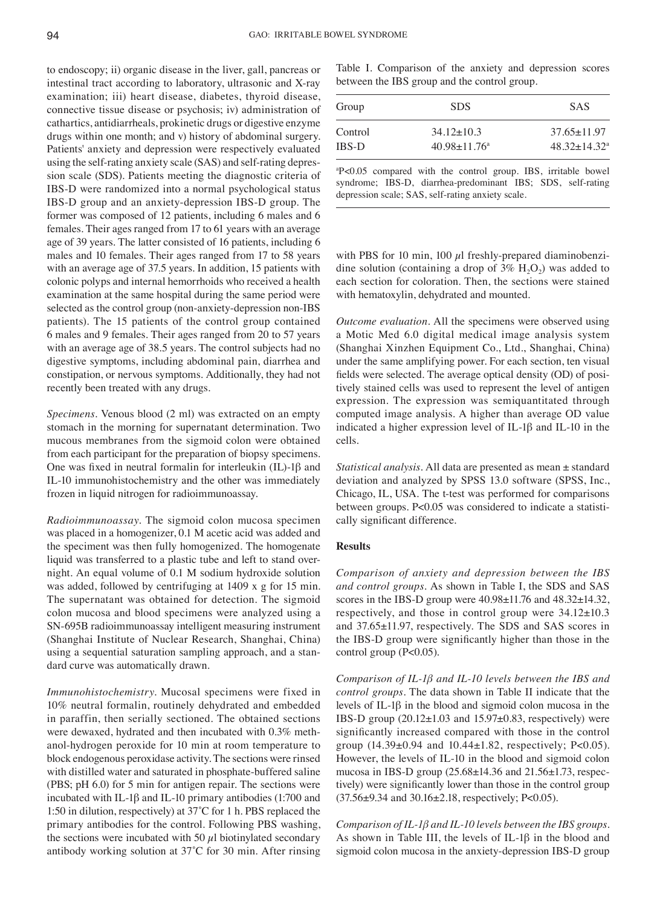to endoscopy; ii) organic disease in the liver, gall, pancreas or intestinal tract according to laboratory, ultrasonic and X-ray examination; iii) heart disease, diabetes, thyroid disease, connective tissue disease or psychosis; iv) administration of cathartics, antidiarrheals, prokinetic drugs or digestive enzyme drugs within one month; and v) history of abdominal surgery. Patients' anxiety and depression were respectively evaluated using the self-rating anxiety scale (SAS) and self-rating depression scale (SDS). Patients meeting the diagnostic criteria of IBS-D were randomized into a normal psychological status IBS-D group and an anxiety-depression IBS-D group. The former was composed of 12 patients, including 6 males and 6 females. Their ages ranged from 17 to 61 years with an average age of 39 years. The latter consisted of 16 patients, including 6 males and 10 females. Their ages ranged from 17 to 58 years with an average age of 37.5 years. In addition, 15 patients with colonic polyps and internal hemorrhoids who received a health examination at the same hospital during the same period were selected as the control group (non-anxiety-depression non-IBS patients). The 15 patients of the control group contained 6 males and 9 females. Their ages ranged from 20 to 57 years with an average age of 38.5 years. The control subjects had no digestive symptoms, including abdominal pain, diarrhea and constipation, or nervous symptoms. Additionally, they had not recently been treated with any drugs.

*Specimens.* Venous blood (2 ml) was extracted on an empty stomach in the morning for supernatant determination. Two mucous membranes from the sigmoid colon were obtained from each participant for the preparation of biopsy specimens. One was fixed in neutral formalin for interleukin (IL)-1β and IL-10 immunohistochemistry and the other was immediately frozen in liquid nitrogen for radioimmunoassay.

*Radioimmunoassay.* The sigmoid colon mucosa specimen was placed in a homogenizer, 0.1 M acetic acid was added and the speciment was then fully homogenized. The homogenate liquid was transferred to a plastic tube and left to stand overnight. An equal volume of 0.1 M sodium hydroxide solution was added, followed by centrifuging at 1409 x g for 15 min. The supernatant was obtained for detection. The sigmoid colon mucosa and blood specimens were analyzed using a SN-695B radioimmunoassay intelligent measuring instrument (Shanghai Institute of Nuclear Research, Shanghai, China) using a sequential saturation sampling approach, and a standard curve was automatically drawn.

*Immunohistochemistry.* Mucosal specimens were fixed in 10% neutral formalin, routinely dehydrated and embedded in paraffin, then serially sectioned. The obtained sections were dewaxed, hydrated and then incubated with 0.3% methanol-hydrogen peroxide for 10 min at room temperature to block endogenous peroxidase activity. The sections were rinsed with distilled water and saturated in phosphate-buffered saline (PBS; pH 6.0) for 5 min for antigen repair. The sections were incubated with IL-1β and IL-10 primary antibodies (1:700 and 1:50 in dilution, respectively) at 37˚C for 1 h. PBS replaced the primary antibodies for the control. Following PBS washing, the sections were incubated with 50 µl biotinylated secondary antibody working solution at 37˚C for 30 min. After rinsing with PBS for 10 min, 100 µl freshly-prepared diaminobenzidine solution (containing a drop of 3% $H_2O_2$) was added to each section for coloration. Then, the sections were stained with hematoxylin, dehydrated and mounted.

*Outcome evaluation.* All the specimens were observed using a Motic Med 6.0 digital medical image analysis system (Shanghai Xinzhen Equipment Co., Ltd., Shanghai, China) under the same amplifying power. For each section, ten visual fields were selected. The average optical density (OD) of positively stained cells was used to represent the level of antigen expression. The expression was semiquantitated through computed image analysis. A higher than average OD value indicated a higher expression level of IL-1β and IL-10 in the cells.

*Statistical analysis.* All data are presented as mean ± standard deviation and analyzed by SPSS 13.0 software (SPSS, Inc., Chicago, IL, USA. The t-test was performed for comparisons between groups. P<0.05 was considered to indicate a statistically significant difference.

Table I. Comparison of the anxiety and depression scores between the IBS group and the control group.

| Group | SDS | SAS |
|---|---|---|
| Control | 34.12±10.3 | 37.65±11.97 |
| IBS-D | 40.98±11.76[a] | 48.32±14.32[a] |

[a]P<0.05 compared with the control group. IBS, irritable bowel syndrome; IBS-D, diarrhea-predominant IBS; SDS, self-rating depression scale; SAS, self-rating anxiety scale.

## Results

*Comparison of anxiety and depression between the IBS and control groups.* As shown in Table I, the SDS and SAS scores in the IBS-D group were 40.98±11.76 and 48.32±14.32, respectively, and those in control group were 34.12±10.3 and 37.65±11.97, respectively. The SDS and SAS scores in the IBS-D group were significantly higher than those in the control group (P<0.05).

*Comparison of IL-1β and IL-10 levels between the IBS and control groups.* The data shown in Table II indicate that the levels of IL-1β in the blood and sigmoid colon mucosa in the IBS-D group (20.12±1.03 and 15.97±0.83, respectively) were significantly increased compared with those in the control group (14.39±0.94 and 10.44±1.82, respectively; P<0.05). However, the levels of IL-10 in the blood and sigmoid colon mucosa in IBS-D group (25.68±14.36 and 21.56±1.73, respectively) were significantly lower than those in the control group (37.56±9.34 and 30.16±2.18, respectively; P<0.05).

*Comparison of IL-1β and IL-10 levels between the IBS groups.* As shown in Table III, the levels of IL-1β in the blood and sigmoid colon mucosa in the anxiety-depression IBS-D group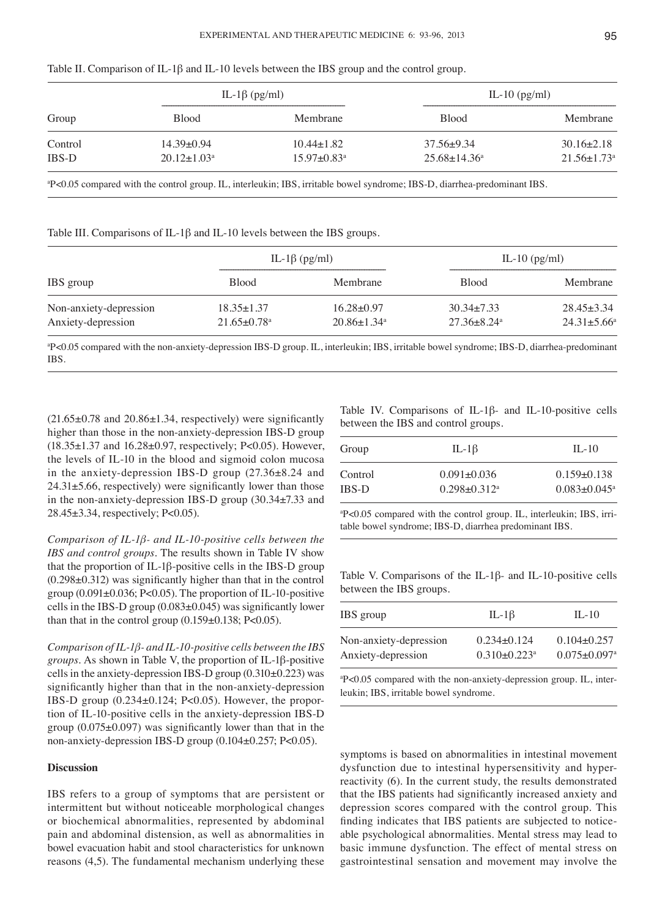Table II. Comparison of IL-1β and IL-10 levels between the IBS group and the control group.

| Group | IL-1β (pg/ml) | | IL-10 (pg/ml) | |
|---|---|---|---|---|
| | Blood | Membrane | Blood | Membrane |
| Control | 14.39±0.94 | 10.44±1.82 | 37.56±9.34 | 30.16±2.18 |
| IBS-D | 20.12±1.03[a] | 15.97±0.83[a] | 25.68±14.36[a] | 21.56±1.73[a] |

[a]P<0.05 compared with the control group. IL, interleukin; IBS, irritable bowel syndrome; IBS-D, diarrhea-predominant IBS.

Table III. Comparisons of IL-1β and IL-10 levels between the IBS groups.

| IBS group | IL-1β (pg/ml) | | IL-10 (pg/ml) | |
|---|---|---|---|---|
| | Blood | Membrane | Blood | Membrane |
| Non-anxiety-depression | 18.35±1.37 | 16.28±0.97 | 30.34±7.33 | 28.45±3.34 |
| Anxiety-depression | 21.65±0.78[a] | 20.86±1.34[a] | 27.36±8.24[a] | 24.31±5.66[a] |

[a]P<0.05 compared with the non-anxiety-depression IBS-D group. IL, interleukin; IBS, irritable bowel syndrome; IBS-D, diarrhea-predominant IBS.

(21.65±0.78 and 20.86±1.34, respectively) were significantly higher than those in the non-anxiety-depression IBS-D group (18.35±1.37 and 16.28±0.97, respectively; P<0.05). However, the levels of IL-10 in the blood and sigmoid colon mucosa in the anxiety-depression IBS-D group (27.36±8.24 and 24.31±5.66, respectively) were significantly lower than those in the non-anxiety-depression IBS-D group (30.34±7.33 and 28.45±3.34, respectively; P<0.05).

*Comparison of IL-1β- and IL-10-positive cells between the IBS and control groups.* The results shown in Table IV show that the proportion of IL-1β-positive cells in the IBS-D group (0.298±0.312) was significantly higher than that in the control group (0.091±0.036; P<0.05). The proportion of IL-10-positive cells in the IBS-D group (0.083±0.045) was significantly lower than that in the control group (0.159±0.138; P<0.05).

*Comparison of IL-1β- and IL-10-positive cells between the IBS groups.* As shown in Table V, the proportion of IL-1β-positive cells in the anxiety-depression IBS-D group (0.310±0.223) was significantly higher than that in the non-anxiety-depression IBS-D group (0.234±0.124; P<0.05). However, the proportion of IL-10-positive cells in the anxiety-depression IBS-D group (0.075±0.097) was significantly lower than that in the non-anxiety-depression IBS-D group (0.104±0.257; P<0.05).

Table IV. Comparisons of IL-1β- and IL-10-positive cells between the IBS and control groups.

| Group | IL-1β | IL-10 |
|---|---|---|
| Control | 0.091±0.036 | 0.159±0.138 |
| IBS-D | 0.298±0.312[a] | 0.083±0.045[a] |

[a]P<0.05 compared with the control group. IL, interleukin; IBS, irritable bowel syndrome; IBS-D, diarrhea predominant IBS.

Table V. Comparisons of the IL-1β- and IL-10-positive cells between the IBS groups.

| IBS group | IL-1β | IL-10 |
|---|---|---|
| Non-anxiety-depression | 0.234±0.124 | 0.104±0.257 |
| Anxiety-depression | 0.310±0.223[a] | 0.075±0.097[a] |

[a]P<0.05 compared with the non-anxiety-depression group. IL, interleukin; IBS, irritable bowel syndrome.

## Discussion

IBS refers to a group of symptoms that are persistent or intermittent but without noticeable morphological changes or biochemical abnormalities, represented by abdominal pain and abdominal distension, as well as abnormalities in bowel evacuation habit and stool characteristics for unknown reasons (4,5). The fundamental mechanism underlying these symptoms is based on abnormalities in intestinal movement dysfunction due to intestinal hypersensitivity and hyperreactivity (6). In the current study, the results demonstrated that the IBS patients had significantly increased anxiety and depression scores compared with the control group. This finding indicates that IBS patients are subjected to noticeable psychological abnormalities. Mental stress may lead to basic immune dysfunction. The effect of mental stress on gastrointestinal sensation and movement may involve the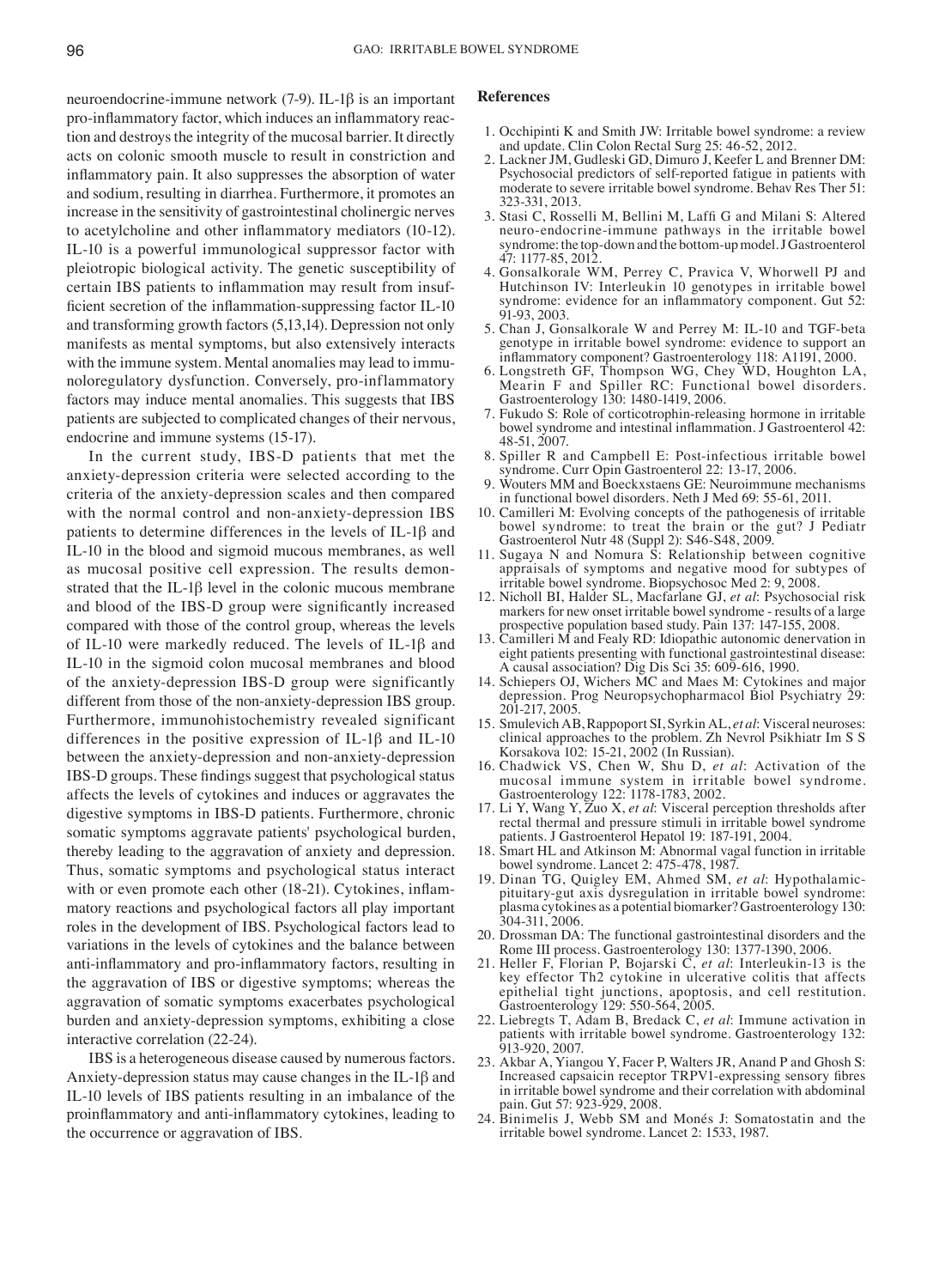neuroendocrine-immune network (7-9). IL-1β is an important pro-inflammatory factor, which induces an inflammatory reaction and destroys the integrity of the mucosal barrier. It directly acts on colonic smooth muscle to result in constriction and inflammatory pain. It also suppresses the absorption of water and sodium, resulting in diarrhea. Furthermore, it promotes an increase in the sensitivity of gastrointestinal cholinergic nerves to acetylcholine and other inflammatory mediators (10-12). IL-10 is a powerful immunological suppressor factor with pleiotropic biological activity. The genetic susceptibility of certain IBS patients to inflammation may result from insufficient secretion of the inflammation-suppressing factor IL-10 and transforming growth factors (5,13,14). Depression not only manifests as mental symptoms, but also extensively interacts with the immune system. Mental anomalies may lead to immunoloregulatory dysfunction. Conversely, pro-inflammatory factors may induce mental anomalies. This suggests that IBS patients are subjected to complicated changes of their nervous, endocrine and immune systems (15-17).

In the current study, IBS-D patients that met the anxiety-depression criteria were selected according to the criteria of the anxiety-depression scales and then compared with the normal control and non-anxiety-depression IBS patients to determine differences in the levels of IL-1β and IL-10 in the blood and sigmoid mucous membranes, as well as mucosal positive cell expression. The results demonstrated that the IL-1β level in the colonic mucous membrane and blood of the IBS-D group were significantly increased compared with those of the control group, whereas the levels of IL-10 were markedly reduced. The levels of IL-1β and IL-10 in the sigmoid colon mucosal membranes and blood of the anxiety-depression IBS-D group were significantly different from those of the non-anxiety-depression IBS group. Furthermore, immunohistochemistry revealed significant differences in the positive expression of IL-1β and IL-10 between the anxiety-depression and non-anxiety-depression IBS-D groups. These findings suggest that psychological status affects the levels of cytokines and induces or aggravates the digestive symptoms in IBS-D patients. Furthermore, chronic somatic symptoms aggravate patients' psychological burden, thereby leading to the aggravation of anxiety and depression. Thus, somatic symptoms and psychological status interact with or even promote each other (18-21). Cytokines, inflammatory reactions and psychological factors all play important roles in the development of IBS. Psychological factors lead to variations in the levels of cytokines and the balance between anti-inflammatory and pro-inflammatory factors, resulting in the aggravation of IBS or digestive symptoms; whereas the aggravation of somatic symptoms exacerbates psychological burden and anxiety-depression symptoms, exhibiting a close interactive correlation (22-24).

IBS is a heterogeneous disease caused by numerous factors. Anxiety-depression status may cause changes in the IL-1β and IL-10 levels of IBS patients resulting in an imbalance of the proinflammatory and anti-inflammatory cytokines, leading to the occurrence or aggravation of IBS.

## References

1. Occhipinti K and Smith JW: Irritable bowel syndrome: a review and update. Clin Colon Rectal Surg 25: 46-52, 2012.
2. Lackner JM, Gudleski GD, Dimuro J, Keefer L and Brenner DM: Psychosocial predictors of self-reported fatigue in patients with moderate to severe irritable bowel syndrome. Behav Res Ther 51: 323-331, 2013.
3. Stasi C, Rosselli M, Bellini M, Laffi G and Milani S: Altered neuro-endocrine-immune pathways in the irritable bowel syndrome: the top-down and the bottom-up model. J Gastroenterol 47: 1177-85, 2012.
4. Gonsalkorale WM, Perrey C, Pravica V, Whorwell PJ and Hutchinson IV: Interleukin 10 genotypes in irritable bowel syndrome: evidence for an inflammatory component. Gut 52: 91-93, 2003.
5. Chan J, Gonsalkorale W and Perrey M: IL-10 and TGF-beta genotype in irritable bowel syndrome: evidence to support an inflammatory component? Gastroenterology 118: A1191, 2000.
6. Longstreth GF, Thompson WG, Chey WD, Houghton LA, Mearin F and Spiller RC: Functional bowel disorders. Gastroenterology 130: 1480-1419, 2006.
7. Fukudo S: Role of corticotrophin-releasing hormone in irritable bowel syndrome and intestinal inflammation. J Gastroenterol 42: 48-51, 2007.
8. Spiller R and Campbell E: Post-infectious irritable bowel syndrome. Curr Opin Gastroenterol 22: 13-17, 2006.
9. Wouters MM and Boeckxstaens GE: Neuroimmune mechanisms in functional bowel disorders. Neth J Med 69: 55-61, 2011.
10. Camilleri M: Evolving concepts of the pathogenesis of irritable bowel syndrome: to treat the brain or the gut? J Pediatr Gastroenterol Nutr 48 (Suppl 2): S46-S48, 2009.
11. Sugaya N and Nomura S: Relationship between cognitive appraisals of symptoms and negative mood for subtypes of irritable bowel syndrome. Biopsychosoc Med 2: 9, 2008.
12. Nicholl BI, Halder SL, Macfarlane GJ, *et al*: Psychosocial risk markers for new onset irritable bowel syndrome - results of a large prospective population based study. Pain 137: 147-155, 2008.
13. Camilleri M and Fealy RD: Idiopathic autonomic denervation in eight patients presenting with functional gastrointestinal disease: A causal association? Dig Dis Sci 35: 609-616, 1990.
14. Schiepers OJ, Wichers MC and Maes M: Cytokines and major depression. Prog Neuropsychopharmacol Biol Psychiatry 29: 201-217, 2005.
15. Smulevich AB, Rappoport SI, Syrkin AL, *et al*: Visceral neuroses: clinical approaches to the problem. Zh Nevrol Psikhiatr Im S S Korsakova 102: 15-21, 2002 (In Russian).
16. Chadwick VS, Chen W, Shu D, *et al*: Activation of the mucosal immune system in irritable bowel syndrome. Gastroenterology 122: 1178-1783, 2002.
17. Li Y, Wang Y, Zuo X, *et al*: Visceral perception thresholds after rectal thermal and pressure stimuli in irritable bowel syndrome patients. J Gastroenterol Hepatol 19: 187-191, 2004.
18. Smart HL and Atkinson M: Abnormal vagal function in irritable bowel syndrome. Lancet 2: 475-478, 1987.
19. Dinan TG, Quigley EM, Ahmed SM, *et al*: Hypothalamic-pituitary-gut axis dysregulation in irritable bowel syndrome: plasma cytokines as a potential biomarker? Gastroenterology 130: 304-311, 2006.
20. Drossman DA: The functional gastrointestinal disorders and the Rome III process. Gastroenterology 130: 1377-1390, 2006.
21. Heller F, Florian P, Bojarski C, *et al*: Interleukin-13 is the key effector Th2 cytokine in ulcerative colitis that affects epithelial tight junctions, apoptosis, and cell restitution. Gastroenterology 129: 550-564, 2005.
22. Liebregts T, Adam B, Bredack C, *et al*: Immune activation in patients with irritable bowel syndrome. Gastroenterology 132: 913-920, 2007.
23. Akbar A, Yiangou Y, Facer P, Walters JR, Anand P and Ghosh S: Increased capsaicin receptor TRPV1-expressing sensory fibres in irritable bowel syndrome and their correlation with abdominal pain. Gut 57: 923-929, 2008.
24. Binimelis J, Webb SM and Monés J: Somatostatin and the irritable bowel syndrome. Lancet 2: 1533, 1987.